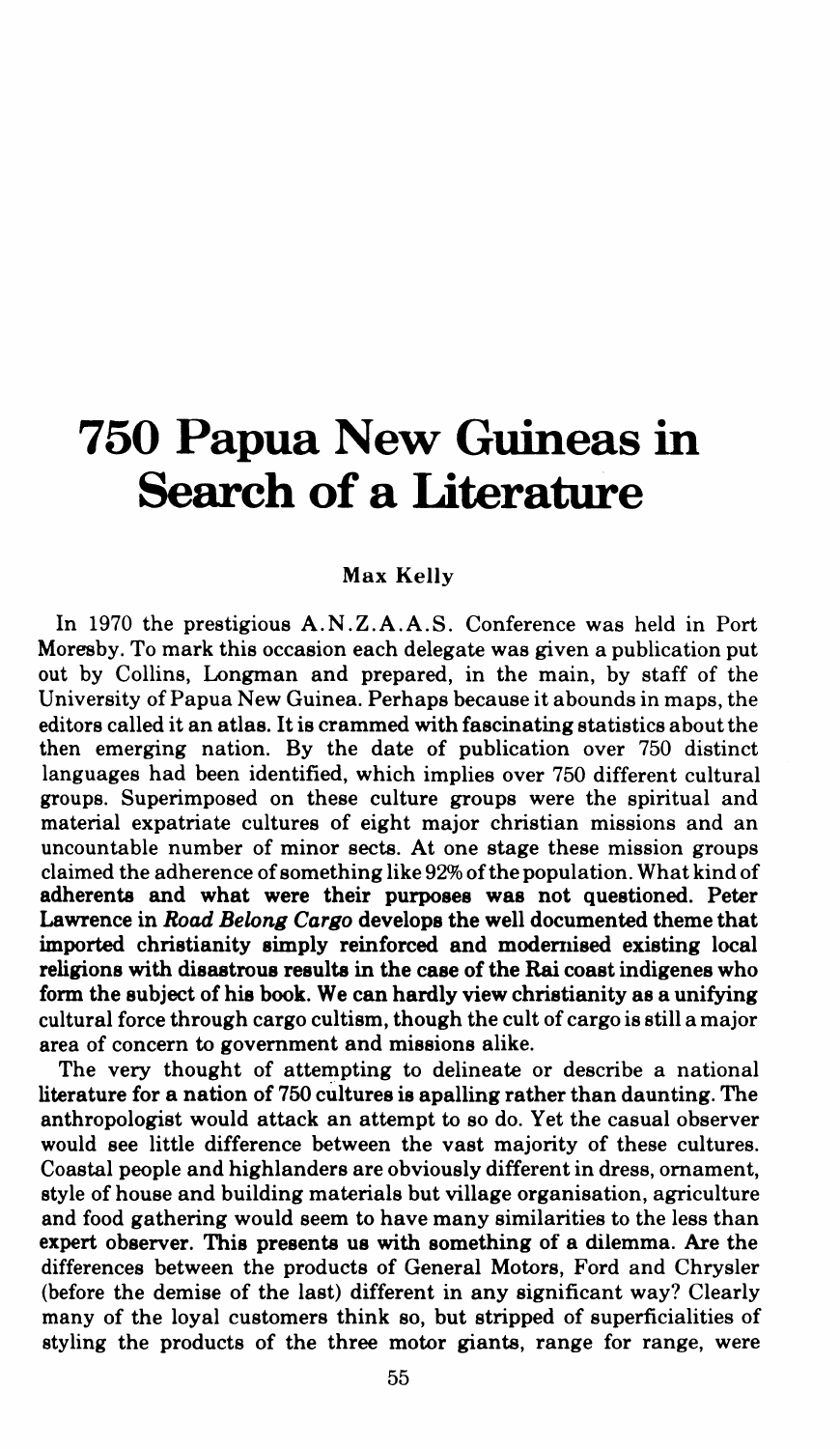# 750 Papua New Guineas in Search of a Literature

**Max Kelly**

In 1970 the prestigious A.N.Z.A.A.S. Conference was held in Port Moresby. To mark this occasion each delegate was given a publication put out by Collins, Longman and prepared, in the main, by staff of the University of Papua New Guinea. Perhaps because it abounds in maps, the editors called it an atlas. It is crammed with fascinating statistics about the then emerging nation. By the date of publication over 750 distinct languages had been identified, which implies over 750 different cultural groups. Superimposed on these culture groups were the spiritual and material expatriate cultures of eight major christian missions and an uncountable number of minor sects. At one stage these mission groups claimed the adherence of something like 92% of the population. What kind of adherents and what were their purposes was not questioned. Peter Lawrence in *Road Belong Cargo* develops the well documented theme that imported christianity simply reinforced and modernised existing local religions with disastrous results in the case of the Rai coast indigenes who form the subject of his book. We can hardly view christianity as a unifying cultural force through cargo cultism, though the cult of cargo is still a major area of concern to government and missions alike.

The very thought of attempting to delineate or describe a national literature for a nation of 750 cultures is apalling rather than daunting. The anthropologist would attack an attempt to so do. Yet the casual observer would see little difference between the vast majority of these cultures. Coastal people and highlanders are obviously different in dress, ornament, style of house and building materials but village organisation, agriculture and food gathering would seem to have many similarities to the less than expert observer. This presents us with something of a dilemma. Are the differences between the products of General Motors, Ford and Chrysler (before the demise of the last) different in any significant way? Clearly many of the loyal customers think so, but stripped of superficialities of styling the products of the three motor giants, range for range, were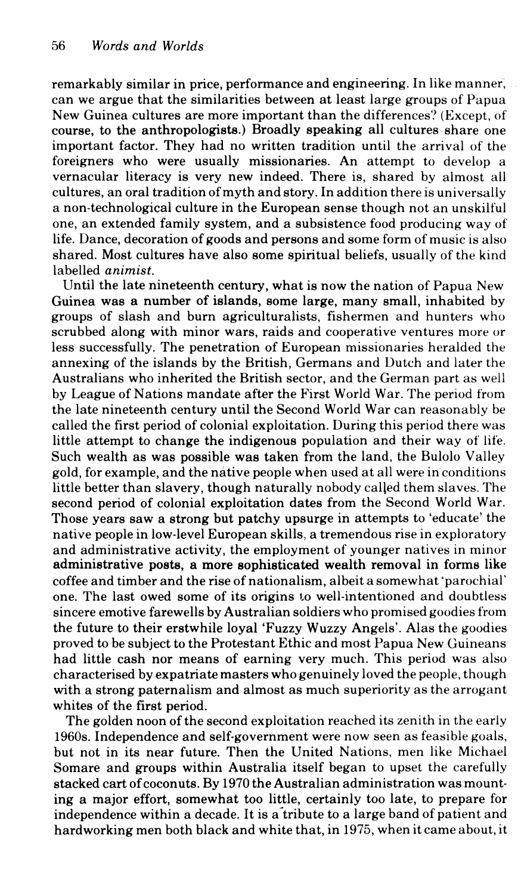remarkably similar in price, performance and engineering. In like manner, can we argue that the similarities between at least large groups of Papua New Guinea cultures are more important than the differences? (Except, of course, to the anthropologists.) Broadly speaking all cultures share one important factor. They had no written tradition until the arrival of the foreigners who were usually missionaries. An attempt to develop a vernacular literacy is very new indeed. There is, shared by almost all cultures, an oral tradition of myth and story. In addition there is universally a non-technological culture in the European sense though not an unskilful one, an extended family system, and a subsistence food producing way of life. Dance, decoration of goods and persons and some form of music is also shared. Most cultures have also some spiritual beliefs, usually of the kind labelled *animist*.

Until the late nineteenth century, what is now the nation of Papua New Guinea was a number of islands, some large, many small, inhabited by groups of slash and burn agriculturalists, fishermen and hunters who scrubbed along with minor wars, raids and cooperative ventures more or less successfully. The penetration of European missionaries heralded the annexing of the islands by the British, Germans and Dutch and later the Australians who inherited the British sector, and the German part as well by League of Nations mandate after the First World War. The period from the late nineteenth century until the Second World War can reasonably be called the first period of colonial exploitation. During this period there was little attempt to change the indigenous population and their way of life. Such wealth as was possible was taken from the land, the Bulolo Valley gold, for example, and the native people when used at all were in conditions little better than slavery, though naturally nobody called them slaves. The second period of colonial exploitation dates from the Second World War. Those years saw a strong but patchy upsurge in attempts to 'educate' the native people in low-level European skills, a tremendous rise in exploratory and administrative activity, the employment of younger natives in minor administrative posts, a more sophisticated wealth removal in forms like coffee and timber and the rise of nationalism, albeit a somewhat 'parochial' one. The last owed some of its origins to well-intentioned and doubtless sincere emotive farewells by Australian soldiers who promised goodies from the future to their erstwhile loyal 'Fuzzy Wuzzy Angels'. Alas the goodies proved to be subject to the Protestant Ethic and most Papua New Guineans had little cash nor means of earning very much. This period was also characterised by expatriate masters who genuinely loved the people, though with a strong paternalism and almost as much superiority as the arrogant whites of the first period.

The golden noon of the second exploitation reached its zenith in the early 1960s. Independence and self-government were now seen as feasible goals, but not in its near future. Then the United Nations, men like Michael Somare and groups within Australia itself began to upset the carefully stacked cart of coconuts. By 1970 the Australian administration was mounting a major effort, somewhat too little, certainly too late, to prepare for independence within a decade. It is a tribute to a large band of patient and hardworking men both black and white that, in 1975, when it came about, it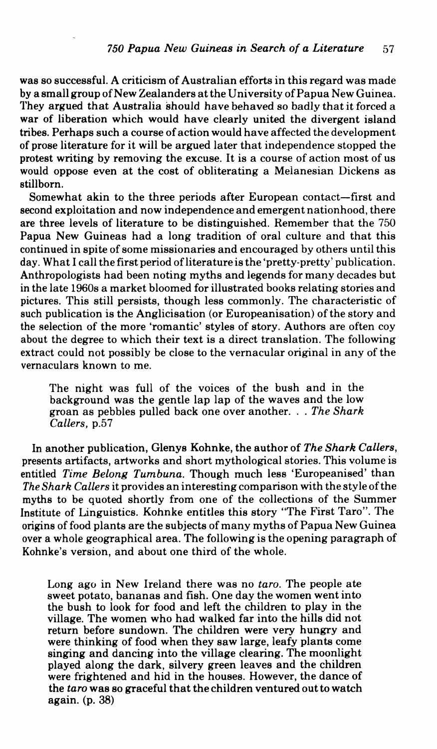was so successful. A criticism of Australian efforts in this regard was made by a small group of New Zealanders at the University of Papua New Guinea. They argued that Australia should have behaved so badly that it forced a war of liberation which would have clearly united the divergent island tribes. Perhaps such a course of action would have affected the development of prose literature for it will be argued later that independence stopped the protest writing by removing the excuse. It is a course of action most of us would oppose even at the cost of obliterating a Melanesian Dickens as stillborn.

Somewhat akin to the three periods after European contact—first and second exploitation and now independence and emergent nationhood, there are three levels of literature to be distinguished. Remember that the 750 Papua New Guineas had a long tradition of oral culture and that this continued in spite of some missionaries and encouraged by others until this day. What I call the first period of literature is the 'pretty-pretty' publication. Anthropologists had been noting myths and legends for many decades but in the late 1960s a market bloomed for illustrated books relating stories and pictures. This still persists, though less commonly. The characteristic of such publication is the Anglicisation (or Europeanisation) of the story and the selection of the more 'romantic' styles of story. Authors are often coy about the degree to which their text is a direct translation. The following extract could not possibly be close to the vernacular original in any of the vernaculars known to me.

> The night was full of the voices of the bush and in the background was the gentle lap lap of the waves and the low groan as pebbles pulled back one over another. . . *The Shark Callers*, p.57

In another publication, Glenys Kohnke, the author of *The Shark Callers*, presents artifacts, artworks and short mythological stories. This volume is entitled *Time Belong Tumbuna*. Though much less 'Europeanised' than *The Shark Callers* it provides an interesting comparison with the style of the myths to be quoted shortly from one of the collections of the Summer Institute of Linguistics. Kohnke entitles this story "The First Taro". The origins of food plants are the subjects of many myths of Papua New Guinea over a whole geographical area. The following is the opening paragraph of Kohnke's version, and about one third of the whole.

> Long ago in New Ireland there was no *taro*. The people ate sweet potato, bananas and fish. One day the women went into the bush to look for food and left the children to play in the village. The women who had walked far into the hills did not return before sundown. The children were very hungry and were thinking of food when they saw large, leafy plants come singing and dancing into the village clearing. The moonlight played along the dark, silvery green leaves and the children were frightened and hid in the houses. However, the dance of the *taro* was so graceful that the children ventured out to watch again. (p. 38)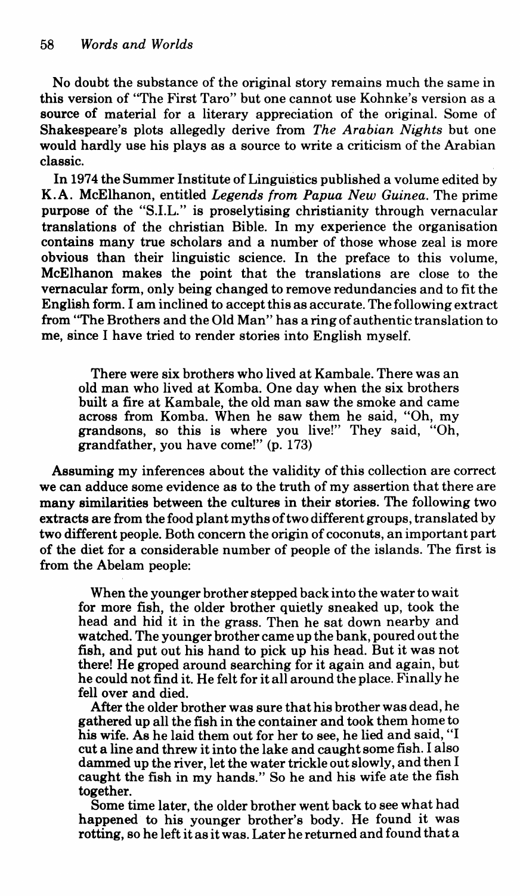No doubt the substance of the original story remains much the same in this version of "The First Taro" but one cannot use Kohnke's version as a source of material for a literary appreciation of the original. Some of Shakespeare's plots allegedly derive from *The Arabian Nights* but one would hardly use his plays as a source to write a criticism of the Arabian classic.

In 1974 the Summer Institute of Linguistics published a volume edited by K.A. McElhanon, entitled *Legends from Papua New Guinea*. The prime purpose of the "S.I.L." is proselytising christianity through vernacular translations of the christian Bible. In my experience the organisation contains many true scholars and a number of those whose zeal is more obvious than their linguistic science. In the preface to this volume, McElhanon makes the point that the translations are close to the vernacular form, only being changed to remove redundancies and to fit the English form. I am inclined to accept this as accurate. The following extract from "The Brothers and the Old Man" has a ring of authentic translation to me, since I have tried to render stories into English myself.

> There were six brothers who lived at Kambale. There was an old man who lived at Komba. One day when the six brothers built a fire at Kambale, the old man saw the smoke and came across from Komba. When he saw them he said, "Oh, my grandsons, so this is where you live!" They said, "Oh, grandfather, you have come!" (p. 173)

Assuming my inferences about the validity of this collection are correct we can adduce some evidence as to the truth of my assertion that there are many similarities between the cultures in their stories. The following two extracts are from the food plant myths of two different groups, translated by two different people. Both concern the origin of coconuts, an important part of the diet for a considerable number of people of the islands. The first is from the Abelam people:

> When the younger brother stepped back into the water to wait for more fish, the older brother quietly sneaked up, took the head and hid it in the grass. Then he sat down nearby and watched. The younger brother came up the bank, poured out the fish, and put out his hand to pick up his head. But it was not there! He groped around searching for it again and again, but he could not find it. He felt for it all around the place. Finally he fell over and died.
>
> After the older brother was sure that his brother was dead, he gathered up all the fish in the container and took them home to his wife. As he laid them out for her to see, he lied and said, "I cut a line and threw it into the lake and caught some fish. I also dammed up the river, let the water trickle out slowly, and then I caught the fish in my hands." So he and his wife ate the fish together.
>
> Some time later, the older brother went back to see what had happened to his younger brother's body. He found it was rotting, so he left it as it was. Later he returned and found that a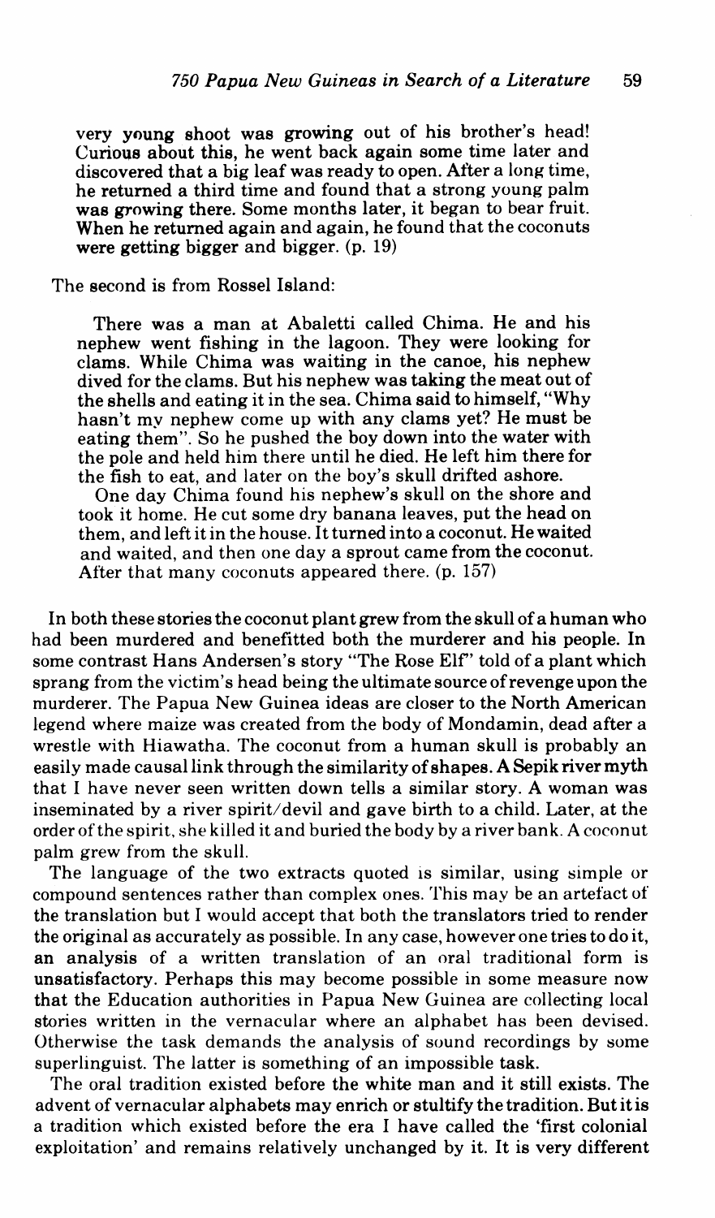very young shoot was growing out of his brother's head! Curious about this, he went back again some time later and discovered that a big leaf was ready to open. After a long time, he returned a third time and found that a strong young palm was growing there. Some months later, it began to bear fruit. When he returned again and again, he found that the coconuts were getting bigger and bigger. (p. 19)

The second is from Rossel Island:

> There was a man at Abaletti called Chima. He and his nephew went fishing in the lagoon. They were looking for clams. While Chima was waiting in the canoe, his nephew dived for the clams. But his nephew was taking the meat out of the shells and eating it in the sea. Chima said to himself, "Why hasn't my nephew come up with any clams yet? He must be eating them". So he pushed the boy down into the water with the pole and held him there until he died. He left him there for the fish to eat, and later on the boy's skull drifted ashore.
>
> One day Chima found his nephew's skull on the shore and took it home. He cut some dry banana leaves, put the head on them, and left it in the house. It turned into a coconut. He waited and waited, and then one day a sprout came from the coconut. After that many coconuts appeared there. (p. 157)

In both these stories the coconut plant grew from the skull of a human who had been murdered and benefitted both the murderer and his people. In some contrast Hans Andersen's story "The Rose Elf" told of a plant which sprang from the victim's head being the ultimate source of revenge upon the murderer. The Papua New Guinea ideas are closer to the North American legend where maize was created from the body of Mondamin, dead after a wrestle with Hiawatha. The coconut from a human skull is probably an easily made causal link through the similarity of shapes. A Sepik river myth that I have never seen written down tells a similar story. A woman was inseminated by a river spirit/devil and gave birth to a child. Later, at the order of the spirit, she killed it and buried the body by a river bank. A coconut palm grew from the skull.

The language of the two extracts quoted is similar, using simple or compound sentences rather than complex ones. This may be an artefact of the translation but I would accept that both the translators tried to render the original as accurately as possible. In any case, however one tries to do it, an analysis of a written translation of an oral traditional form is unsatisfactory. Perhaps this may become possible in some measure now that the Education authorities in Papua New Guinea are collecting local stories written in the vernacular where an alphabet has been devised. Otherwise the task demands the analysis of sound recordings by some superlinguist. The latter is something of an impossible task.

The oral tradition existed before the white man and it still exists. The advent of vernacular alphabets may enrich or stultify the tradition. But it is a tradition which existed before the era I have called the 'first colonial exploitation' and remains relatively unchanged by it. It is very different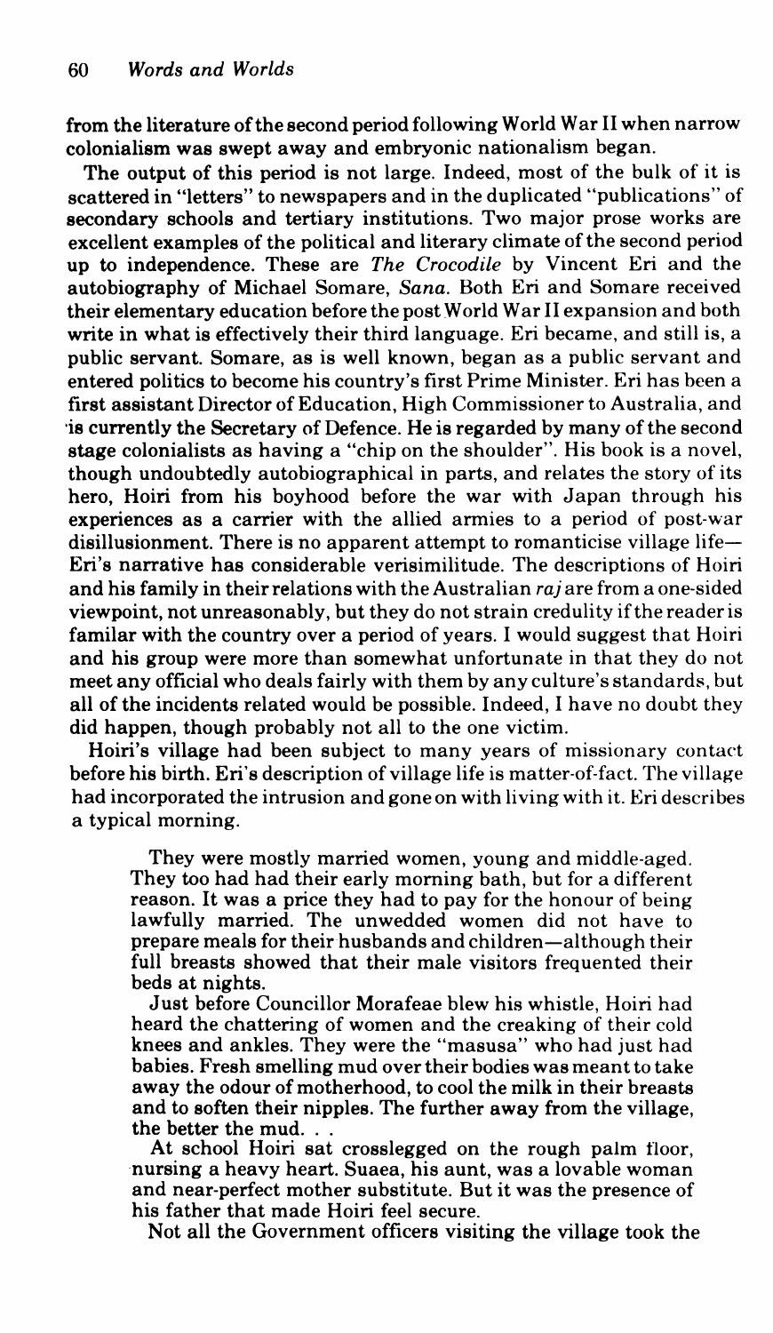from the literature of the second period following World War II when narrow colonialism was swept away and embryonic nationalism began.

The output of this period is not large. Indeed, most of the bulk of it is scattered in "letters" to newspapers and in the duplicated "publications" of secondary schools and tertiary institutions. Two major prose works are excellent examples of the political and literary climate of the second period up to independence. These are *The Crocodile* by Vincent Eri and the autobiography of Michael Somare, *Sana*. Both Eri and Somare received their elementary education before the post World War II expansion and both write in what is effectively their third language. Eri became, and still is, a public servant. Somare, as is well known, began as a public servant and entered politics to become his country's first Prime Minister. Eri has been a first assistant Director of Education, High Commissioner to Australia, and is currently the Secretary of Defence. He is regarded by many of the second stage colonialists as having a "chip on the shoulder". His book is a novel, though undoubtedly autobiographical in parts, and relates the story of its hero, Hoiri from his boyhood before the war with Japan through his experiences as a carrier with the allied armies to a period of post-war disillusionment. There is no apparent attempt to romanticise village life—Eri's narrative has considerable verisimilitude. The descriptions of Hoiri and his family in their relations with the Australian *raj* are from a one-sided viewpoint, not unreasonably, but they do not strain credulity if the reader is familar with the country over a period of years. I would suggest that Hoiri and his group were more than somewhat unfortunate in that they do not meet any official who deals fairly with them by any culture's standards, but all of the incidents related would be possible. Indeed, I have no doubt they did happen, though probably not all to the one victim.

Hoiri's village had been subject to many years of missionary contact before his birth. Eri's description of village life is matter-of-fact. The village had incorporated the intrusion and gone on with living with it. Eri describes a typical morning.

> They were mostly married women, young and middle-aged. They too had had their early morning bath, but for a different reason. It was a price they had to pay for the honour of being lawfully married. The unwedded women did not have to prepare meals for their husbands and children—although their full breasts showed that their male visitors frequented their beds at nights.
>
> Just before Councillor Morafeae blew his whistle, Hoiri had heard the chattering of women and the creaking of their cold knees and ankles. They were the "masusa" who had just had babies. Fresh smelling mud over their bodies was meant to take away the odour of motherhood, to cool the milk in their breasts and to soften their nipples. The further away from the village, the better the mud. . .
>
> At school Hoiri sat crosslegged on the rough palm floor, nursing a heavy heart. Suaea, his aunt, was a lovable woman and near-perfect mother substitute. But it was the presence of his father that made Hoiri feel secure.
>
> Not all the Government officers visiting the village took the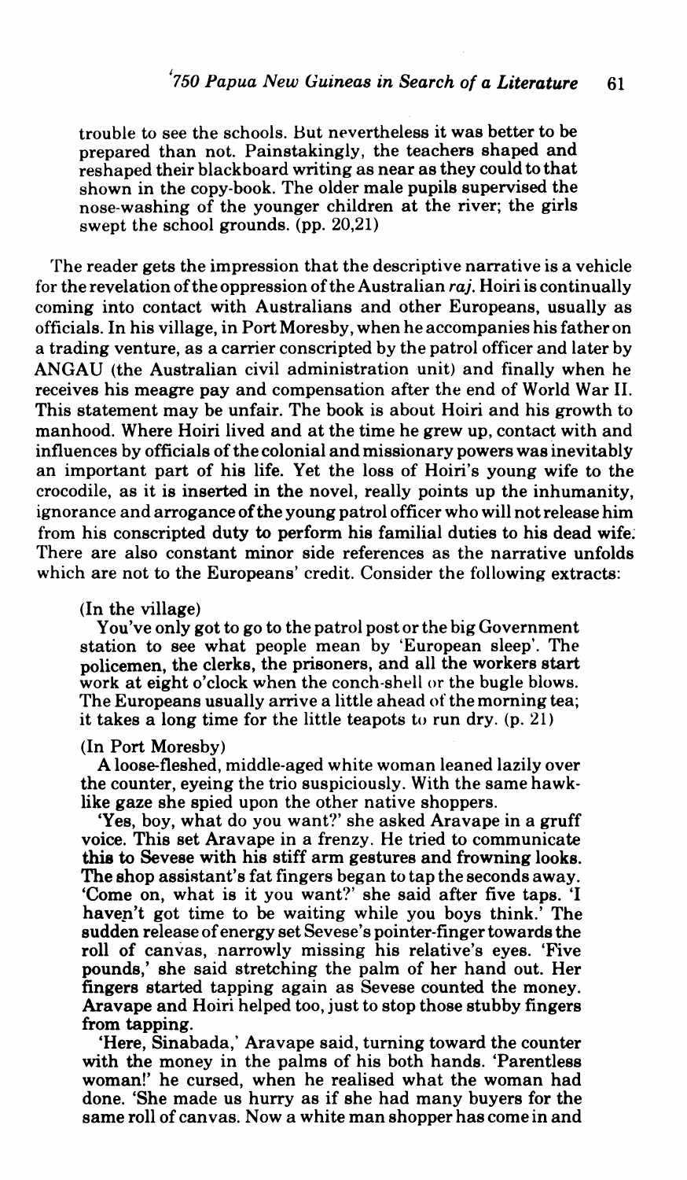trouble to see the schools. But nevertheless it was better to be prepared than not. Painstakingly, the teachers shaped and reshaped their blackboard writing as near as they could to that shown in the copy-book. The older male pupils supervised the nose-washing of the younger children at the river; the girls swept the school grounds. (pp. 20,21)

The reader gets the impression that the descriptive narrative is a vehicle for the revelation of the oppression of the Australian *raj*. Hoiri is continually coming into contact with Australians and other Europeans, usually as officials. In his village, in Port Moresby, when he accompanies his father on a trading venture, as a carrier conscripted by the patrol officer and later by ANGAU (the Australian civil administration unit) and finally when he receives his meagre pay and compensation after the end of World War II. This statement may be unfair. The book is about Hoiri and his growth to manhood. Where Hoiri lived and at the time he grew up, contact with and influences by officials of the colonial and missionary powers was inevitably an important part of his life. Yet the loss of Hoiri's young wife to the crocodile, as it is inserted in the novel, really points up the inhumanity, ignorance and arrogance of the young patrol officer who will not release him from his conscripted duty to perform his familial duties to his dead wife. There are also constant minor side references as the narrative unfolds which are not to the Europeans' credit. Consider the following extracts:

(In the village)

You've only got to go to the patrol post or the big Government station to see what people mean by 'European sleep'. The policemen, the clerks, the prisoners, and all the workers start work at eight o'clock when the conch-shell or the bugle blows. The Europeans usually arrive a little ahead of the morning tea; it takes a long time for the little teapots to run dry. (p. 21)

(In Port Moresby)

A loose-fleshed, middle-aged white woman leaned lazily over the counter, eyeing the trio suspiciously. With the same hawk-like gaze she spied upon the other native shoppers.

'Yes, boy, what do you want?' she asked Aravape in a gruff voice. This set Aravape in a frenzy. He tried to communicate this to Sevese with his stiff arm gestures and frowning looks. The shop assistant's fat fingers began to tap the seconds away. 'Come on, what is it you want?' she said after five taps. 'I haven't got time to be waiting while you boys think.' The sudden release of energy set Sevese's pointer-finger towards the roll of canvas, narrowly missing his relative's eyes. 'Five pounds,' she said stretching the palm of her hand out. Her fingers started tapping again as Sevese counted the money. Aravape and Hoiri helped too, just to stop those stubby fingers from tapping.

'Here, Sinabada,' Aravape said, turning toward the counter with the money in the palms of his both hands. 'Parentless woman!' he cursed, when he realised what the woman had done. 'She made us hurry as if she had many buyers for the same roll of canvas. Now a white man shopper has come in and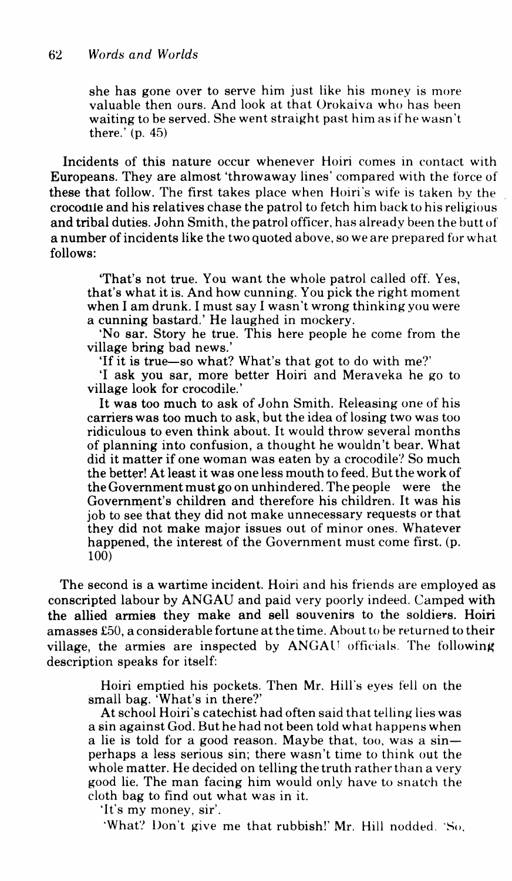she has gone over to serve him just like his money is more valuable then ours. And look at that Orokaiva who has been waiting to be served. She went straight past him as if he wasn't there.' (p. 45)

Incidents of this nature occur whenever Hoiri comes in contact with Europeans. They are almost 'throwaway lines' compared with the force of these that follow. The first takes place when Hoiri's wife is taken by the crocodile and his relatives chase the patrol to fetch him back to his religious and tribal duties. John Smith, the patrol officer, has already been the butt of a number of incidents like the two quoted above, so we are prepared for what follows:

> 'That's not true. You want the whole patrol called off. Yes, that's what it is. And how cunning. You pick the right moment when I am drunk. I must say I wasn't wrong thinking you were a cunning bastard.' He laughed in mockery.
>
> 'No sar. Story he true. This here people he come from the village bring bad news.'
>
> 'If it is true—so what? What's that got to do with me?'
>
> 'I ask you sar, more better Hoiri and Meraveka he go to village look for crocodile.'
>
> It was too much to ask of John Smith. Releasing one of his carriers was too much to ask, but the idea of losing two was too ridiculous to even think about. It would throw several months of planning into confusion, a thought he wouldn't bear. What did it matter if one woman was eaten by a crocodile? So much the better! At least it was one less mouth to feed. But the work of the Government must go on unhindered. The people were the Government's children and therefore his children. It was his job to see that they did not make unnecessary requests or that they did not make major issues out of minor ones. Whatever happened, the interest of the Government must come first. (p. 100)

The second is a wartime incident. Hoiri and his friends are employed as conscripted labour by ANGAU and paid very poorly indeed. Camped with the allied armies they make and sell souvenirs to the soldiers. Hoiri amasses £50, a considerable fortune at the time. About to be returned to their village, the armies are inspected by ANGAU officials. The following description speaks for itself:

> Hoiri emptied his pockets. Then Mr. Hill's eyes fell on the small bag. 'What's in there?'
>
> At school Hoiri's catechist had often said that telling lies was a sin against God. But he had not been told what happens when a lie is told for a good reason. Maybe that, too, was a sin—perhaps a less serious sin; there wasn't time to think out the whole matter. He decided on telling the truth rather than a very good lie. The man facing him would only have to snatch the cloth bag to find out what was in it.
>
> 'It's my money, sir'.
>
> 'What? Don't give me that rubbish!' Mr. Hill nodded. 'So,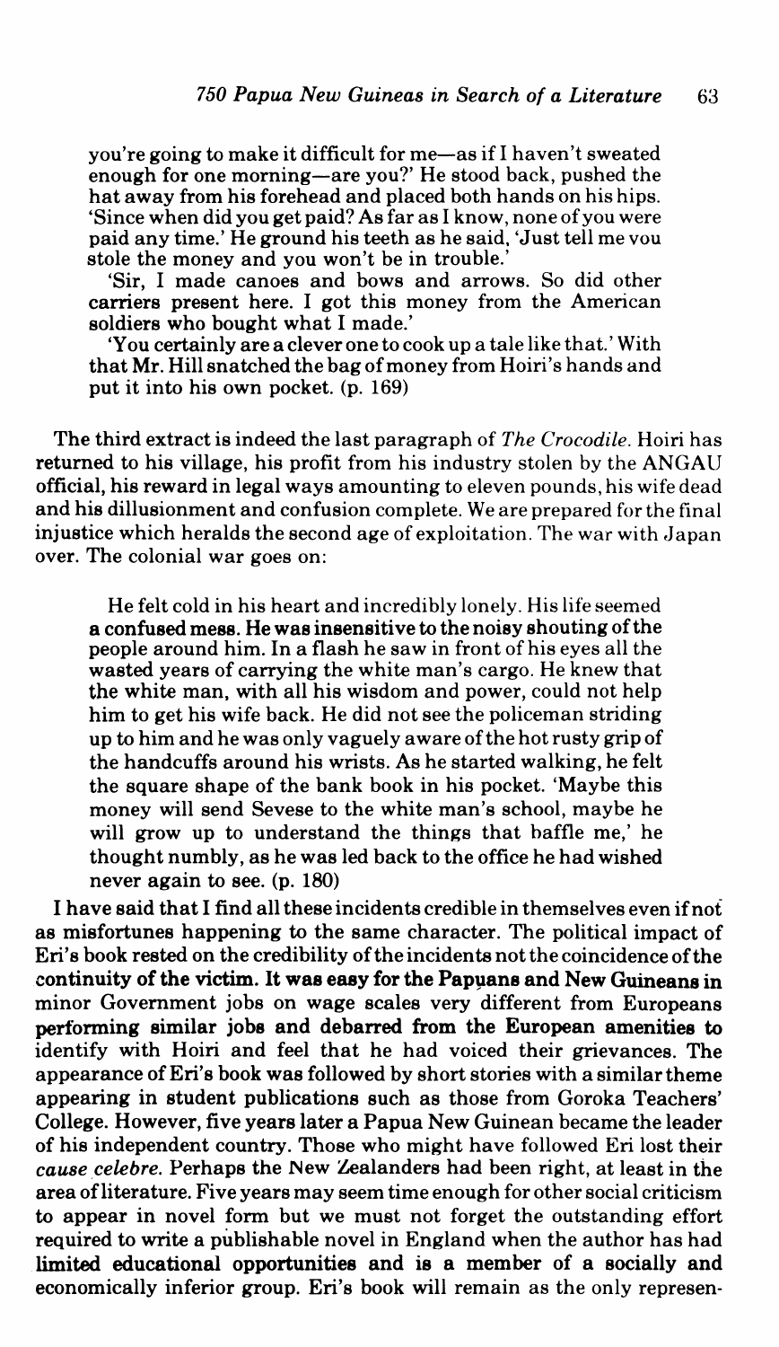> you're going to make it difficult for me—as if I haven't sweated enough for one morning—are you?' He stood back, pushed the hat away from his forehead and placed both hands on his hips. 'Since when did you get paid? As far as I know, none of you were paid any time.' He ground his teeth as he said, 'Just tell me vou stole the money and you won't be in trouble.'
>
> 'Sir, I made canoes and bows and arrows. So did other carriers present here. I got this money from the American soldiers who bought what I made.'
>
> 'You certainly are a clever one to cook up a tale like that.' With that Mr. Hill snatched the bag of money from Hoiri's hands and put it into his own pocket. (p. 169)

The third extract is indeed the last paragraph of *The Crocodile*. Hoiri has returned to his village, his profit from his industry stolen by the ANGAU official, his reward in legal ways amounting to eleven pounds, his wife dead and his dillusionment and confusion complete. We are prepared for the final injustice which heralds the second age of exploitation. The war with Japan over. The colonial war goes on:

> He felt cold in his heart and incredibly lonely. His life seemed a confused mess. He was insensitive to the noisy shouting of the people around him. In a flash he saw in front of his eyes all the wasted years of carrying the white man's cargo. He knew that the white man, with all his wisdom and power, could not help him to get his wife back. He did not see the policeman striding up to him and he was only vaguely aware of the hot rusty grip of the handcuffs around his wrists. As he started walking, he felt the square shape of the bank book in his pocket. 'Maybe this money will send Sevese to the white man's school, maybe he will grow up to understand the things that baffle me,' he thought numbly, as he was led back to the office he had wished never again to see. (p. 180)

I have said that I find all these incidents credible in themselves even if not as misfortunes happening to the same character. The political impact of Eri's book rested on the credibility of the incidents not the coincidence of the continuity of the victim. It was easy for the Papuans and New Guineans in minor Government jobs on wage scales very different from Europeans performing similar jobs and debarred from the European amenities to identify with Hoiri and feel that he had voiced their grievances. The appearance of Eri's book was followed by short stories with a similar theme appearing in student publications such as those from Goroka Teachers' College. However, five years later a Papua New Guinean became the leader of his independent country. Those who might have followed Eri lost their *cause celebre*. Perhaps the New Zealanders had been right, at least in the area of literature. Five years may seem time enough for other social criticism to appear in novel form but we must not forget the outstanding effort required to write a publishable novel in England when the author has had limited educational opportunities and is a member of a socially and economically inferior group. Eri's book will remain as the only represen-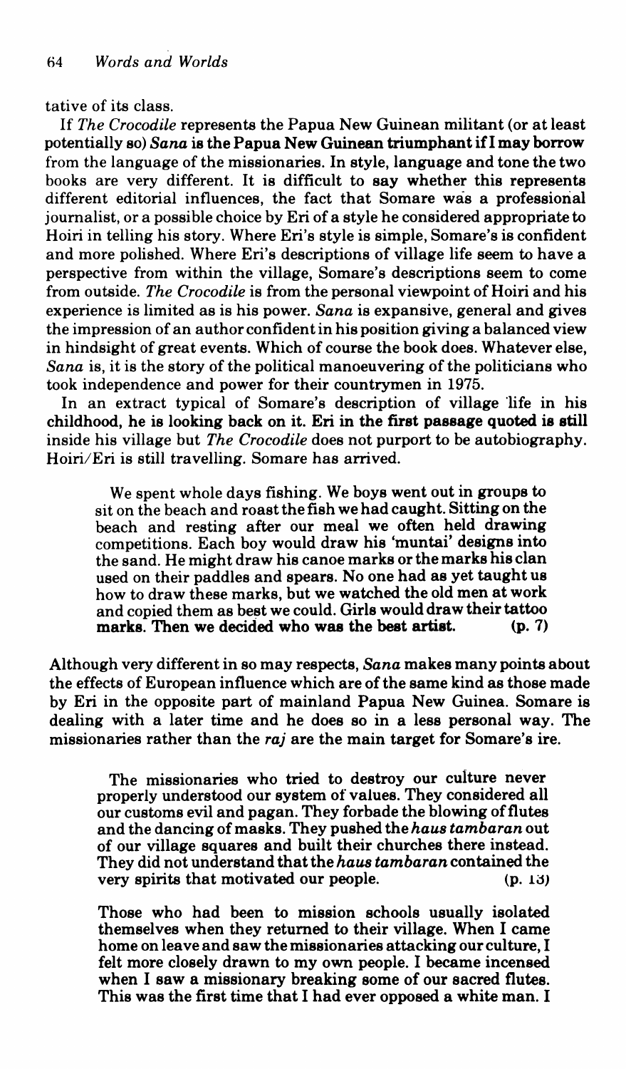tative of its class.

If *The Crocodile* represents the Papua New Guinean militant (or at least potentially so) *Sana* is the Papua New Guinean triumphant if I may borrow from the language of the missionaries. In style, language and tone the two books are very different. It is difficult to say whether this represents different editorial influences, the fact that Somare was a professional journalist, or a possible choice by Eri of a style he considered appropriate to Hoiri in telling his story. Where Eri's style is simple, Somare's is confident and more polished. Where Eri's descriptions of village life seem to have a perspective from within the village, Somare's descriptions seem to come from outside. *The Crocodile* is from the personal viewpoint of Hoiri and his experience is limited as is his power. *Sana* is expansive, general and gives the impression of an author confident in his position giving a balanced view in hindsight of great events. Which of course the book does. Whatever else, *Sana* is, it is the story of the political manoeuvering of the politicians who took independence and power for their countrymen in 1975.

In an extract typical of Somare's description of village life in his childhood, he is looking back on it. Eri in the first passage quoted is still inside his village but *The Crocodile* does not purport to be autobiography. Hoiri/Eri is still travelling. Somare has arrived.

> We spent whole days fishing. We boys went out in groups to sit on the beach and roast the fish we had caught. Sitting on the beach and resting after our meal we often held drawing competitions. Each boy would draw his 'muntai' designs into the sand. He might draw his canoe marks or the marks his clan used on their paddles and spears. No one had as yet taught us how to draw these marks, but we watched the old men at work and copied them as best we could. Girls would draw their tattoo marks. Then we decided who was the best artist. (p. 7)

Although very different in so may respects, *Sana* makes many points about the effects of European influence which are of the same kind as those made by Eri in the opposite part of mainland Papua New Guinea. Somare is dealing with a later time and he does so in a less personal way. The missionaries rather than the *raj* are the main target for Somare's ire.

> The missionaries who tried to destroy our culture never properly understood our system of values. They considered all our customs evil and pagan. They forbade the blowing of flutes and the dancing of masks. They pushed the *haus tambaran* out of our village squares and built their churches there instead. They did not understand that the *haus tambaran* contained the very spirits that motivated our people. (p. 13)

> Those who had been to mission schools usually isolated themselves when they returned to their village. When I came home on leave and saw the missionaries attacking our culture, I felt more closely drawn to my own people. I became incensed when I saw a missionary breaking some of our sacred flutes. This was the first time that I had ever opposed a white man. I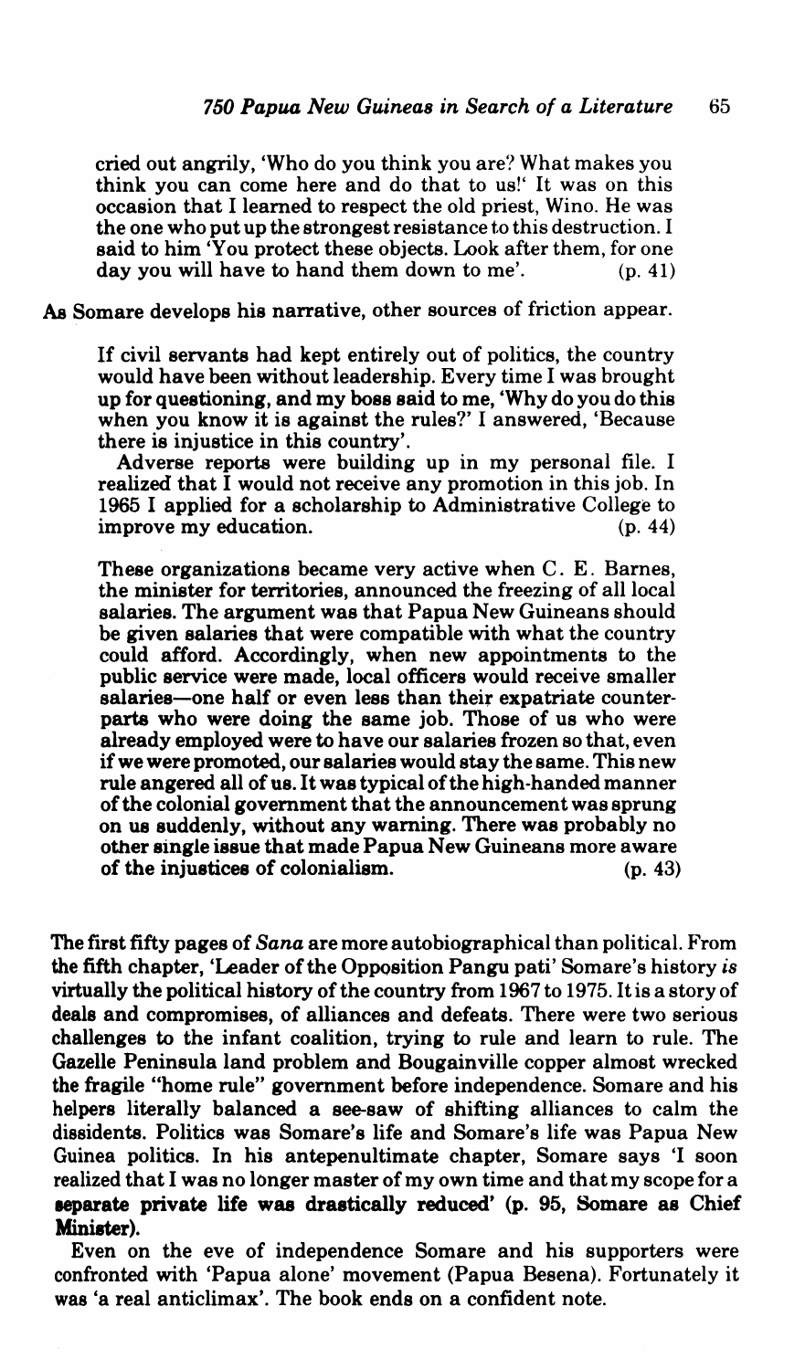> cried out angrily, 'Who do you think you are? What makes you think you can come here and do that to us!' It was on this occasion that I learned to respect the old priest, Wino. He was the one who put up the strongest resistance to this destruction. I said to him 'You protect these objects. Look after them, for one day you will have to hand them down to me'. (p. 41)

As Somare develops his narrative, other sources of friction appear.

> If civil servants had kept entirely out of politics, the country would have been without leadership. Every time I was brought up for questioning, and my boss said to me, 'Why do you do this when you know it is against the rules?' I answered, 'Because there is injustice in this country'.
>
> Adverse reports were building up in my personal file. I realized that I would not receive any promotion in this job. In 1965 I applied for a scholarship to Administrative College to improve my education. (p. 44)

> These organizations became very active when C. E. Barnes, the minister for territories, announced the freezing of all local salaries. The argument was that Papua New Guineans should be given salaries that were compatible with what the country could afford. Accordingly, when new appointments to the public service were made, local officers would receive smaller salaries—one half or even less than their expatriate counterparts who were doing the same job. Those of us who were already employed were to have our salaries frozen so that, even if we were promoted, our salaries would stay the same. This new rule angered all of us. It was typical of the high-handed manner of the colonial government that the announcement was sprung on us suddenly, without any warning. There was probably no other single issue that made Papua New Guineans more aware of the injustices of colonialism. (p. 43)

The first fifty pages of *Sana* are more autobiographical than political. From the fifth chapter, 'Leader of the Opposition Pangu pati' Somare's history *is* virtually the political history of the country from 1967 to 1975. It is a story of deals and compromises, of alliances and defeats. There were two serious challenges to the infant coalition, trying to rule and learn to rule. The Gazelle Peninsula land problem and Bougainville copper almost wrecked the fragile "home rule" government before independence. Somare and his helpers literally balanced a see-saw of shifting alliances to calm the dissidents. Politics was Somare's life and Somare's life was Papua New Guinea politics. In his antepenultimate chapter, Somare says 'I soon realized that I was no longer master of my own time and that my scope for a **separate private life was drastically reduced' (p. 95, Somare as Chief Minister).**

Even on the eve of independence Somare and his supporters were confronted with 'Papua alone' movement (Papua Besena). Fortunately it was 'a real anticlimax'. The book ends on a confident note.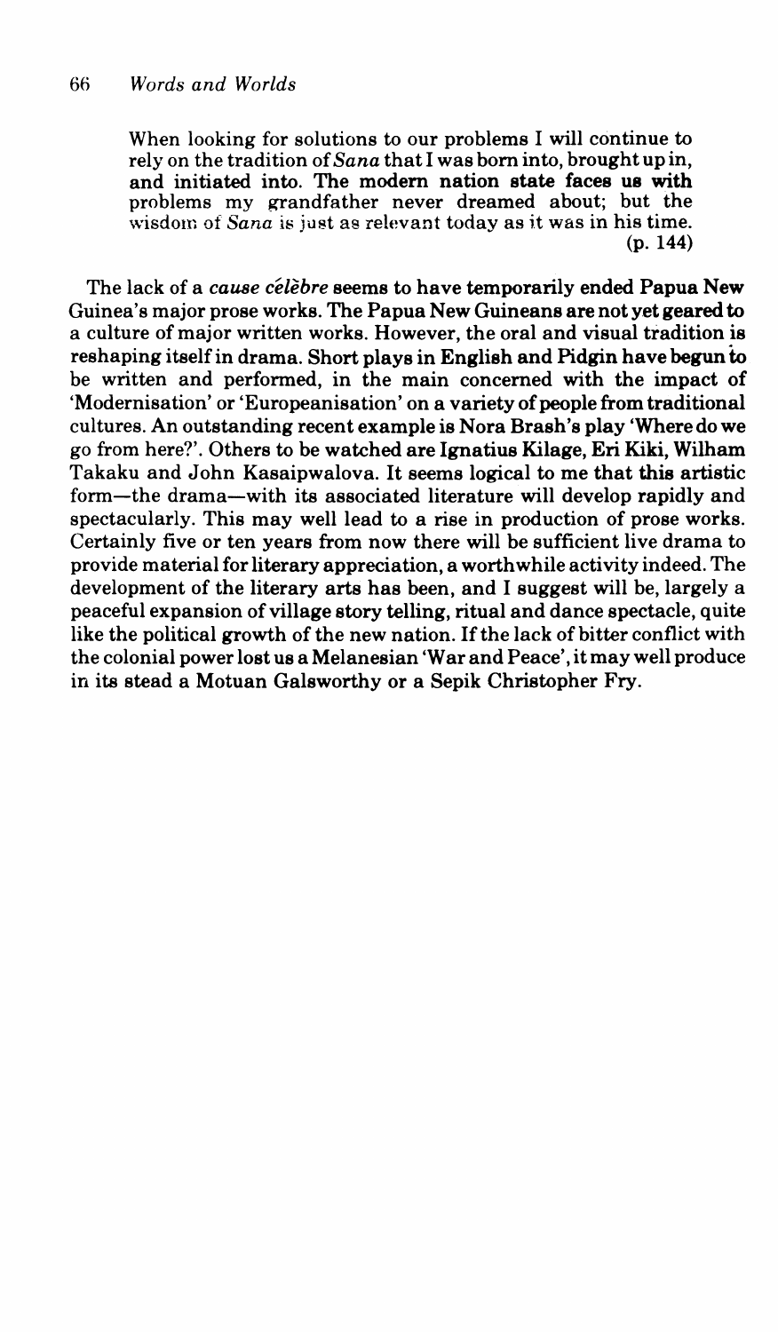> When looking for solutions to our problems I will continue to rely on the tradition of *Sana* that I was born into, brought up in, and initiated into. The modern nation state faces us with problems my grandfather never dreamed about; but the wisdom of *Sana* is just as relevant today as it was in his time. (p. 144)

The lack of a *cause célèbre* seems to have temporarily ended Papua New Guinea's major prose works. The Papua New Guineans are not yet geared to a culture of major written works. However, the oral and visual tradition is reshaping itself in drama. Short plays in English and Pidgin have begun to be written and performed, in the main concerned with the impact of 'Modernisation' or 'Europeanisation' on a variety of people from traditional cultures. An outstanding recent example is Nora Brash's play 'Where do we go from here?'. Others to be watched are Ignatius Kilage, Eri Kiki, Wilham Takaku and John Kasaipwalova. It seems logical to me that this artistic form—the drama—with its associated literature will develop rapidly and spectacularly. This may well lead to a rise in production of prose works. Certainly five or ten years from now there will be sufficient live drama to provide material for literary appreciation, a worthwhile activity indeed. The development of the literary arts has been, and I suggest will be, largely a peaceful expansion of village story telling, ritual and dance spectacle, quite like the political growth of the new nation. If the lack of bitter conflict with the colonial power lost us a Melanesian 'War and Peace', it may well produce in its stead a Motuan Galsworthy or a Sepik Christopher Fry.